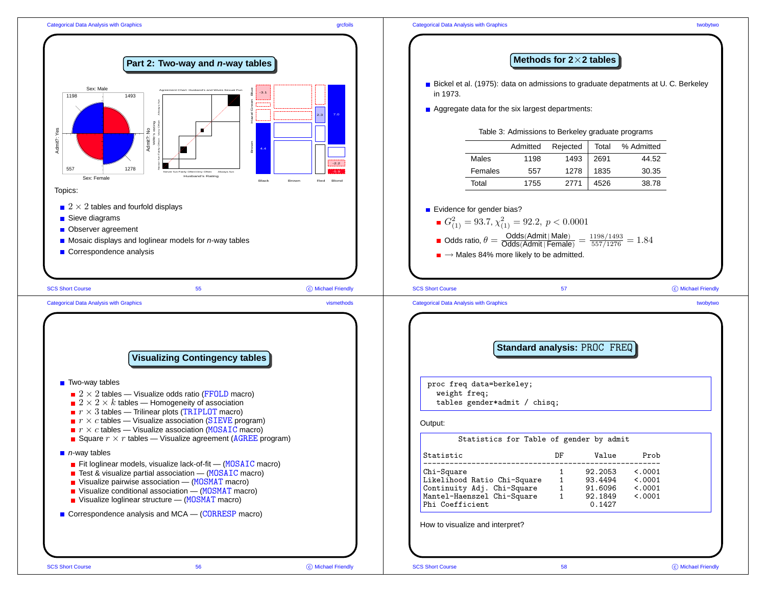## Part 2: Two-way and *n*-way tables

Topics:

- $2 \times 2$ tables and fourfold displays
- Sieve diagrams
- Observer agreement
- Mosaic displays and loglinear models for *n*-way tables
- Correspondence analysis

## Visualizing Contingency tables

- Two-way tables
  - $2 \times 2$ tables — Visualize odds ratio (FFOLD macro)
  - $2 \times 2 \times k$ tables — Homogeneity of association
  - $r \times 3$ tables — Trilinear plots (TRIPLOT macro)
  - $r \times c$ tables — Visualize association (SIEVE program)
  - $r \times c$ tables — Visualize association (MOSAIC macro)
  - Square $r \times r$ tables — Visualize agreement (AGREE program)
- *n*-way tables
  - Fit loglinear models, visualize lack-of-fit — (MOSAIC macro)
  - Test & visualize partial association — (MOSAIC macro)
  - Visualize pairwise association — (MOSMAT macro)
  - Visualize conditional association — (MOSMAT macro)
  - Visualize loglinear structure — (MOSMAT macro)
- Correspondence analysis and MCA — (CORRESP macro)

## Methods for 2×2 tables

- Bickel et al. (1975): data on admissions to graduate depatments at U. C. Berkeley in 1973.
- Aggregate data for the six largest departments:

Table 3: Admissions to Berkeley graduate programs

| | Admitted | Rejected | Total | % Admitted |
|---|---|---|---|---|
| Males | 1198 | 1493 | 2691 | 44.52 |
| Females | 557 | 1278 | 1835 | 30.35 |
| Total | 1755 | 2771 | 4526 | 38.78 |

- Evidence for gender bias?
  - $G^2_{(1)} = 93.7, \chi^2_{(1)} = 92.2, \; p < 0.0001$
  - Odds ratio, $\theta = \frac{\text{Odds(Admit | Male)}}{\text{Odds(Admit | Female)}} = \frac{1198/1493}{557/1276} = 1.84$
  - $\longrightarrow$ Males 84% more likely to be admitted.

## Standard analysis: PROC FREQ

```
proc freq data=berkeley;
  weight freq;
  tables gender*admit / chisq;
```

Output:

```
       Statistics for Table of gender by admit

Statistic                      DF       Value      Prob
------------------------------------------------------
Chi-Square                      1     92.2053    <.0001
Likelihood Ratio Chi-Square     1     93.4494    <.0001
Continuity Adj. Chi-Square      1     91.6096    <.0001
Mantel-Haenszel Chi-Square      1     92.1849    <.0001
Phi Coefficient                        0.1427
```

How to visualize and interpret?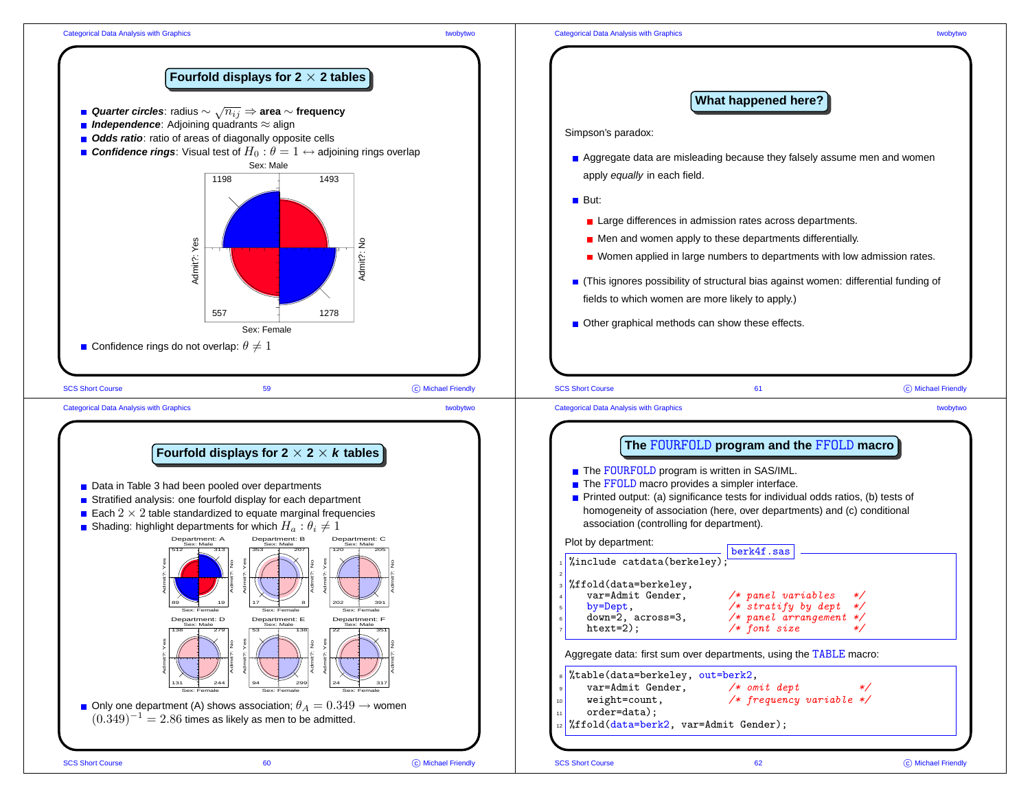## Fourfold displays for 2 × 2 tables

- ***Quarter circles***: radius $\sim \sqrt{n_{ij}} \Rightarrow$ **area** $\sim$ **frequency**
- ***Independence***: Adjoining quadrants $\approx$ align
- ***Odds ratio***: ratio of areas of diagonally opposite cells
- ***Confidence rings***: Visual test of $H_0 : \theta = 1 \leftrightarrow$ adjoining rings overlap

Sex: Male

| | |
|---|---|
| 1198 | 1493 |
| 557 | 1278 |

Sex: Female

- Confidence rings do not overlap: $\theta \neq 1$

## Fourfold displays for 2 × 2 × *k* tables

- Data in Table 3 had been pooled over departments
- Stratified analysis: one fourfold display for each department
- Each $2 \times 2$ table standardized to equate marginal frequencies
- Shading: highlight departments for which $H_a : \theta_i \neq 1$

| Department | Male: Admit Yes | Male: Admit No | Female: Admit Yes | Female: Admit No |
|---|---|---|---|---|
| A | 512 | 313 | 89 | 19 |
| B | 353 | 207 | 17 | 8 |
| C | 120 | 205 | 202 | 391 |
| D | 138 | 279 | 131 | 244 |
| E | 53 | 138 | 94 | 299 |
| F | 22 | 351 | 24 | 317 |

- Only one department (A) shows association; $\theta_A = 0.349 \rightarrow$ women $(0.349)^{-1} = 2.86$ times as likely as men to be admitted.

## What happened here?

Simpson's paradox:

- Aggregate data are misleading because they falsely assume men and women apply *equally* in each field.
- But:
  - Large differences in admission rates across departments.
  - Men and women apply to these departments differentially.
  - Women applied in large numbers to departments with low admission rates.
- (This ignores possibility of structural bias against women: differential funding of fields to which women are more likely to apply.)
- Other graphical methods can show these effects.

## The FOURFOLD program and the FFOLD macro

- The FOURFOLD program is written in SAS/IML.
- The FFOLD macro provides a simpler interface.
- Printed output: (a) significance tests for individual odds ratios, (b) tests of homogeneity of association (here, over departments) and (c) conditional association (controlling for department).

Plot by department:

berk4f.sas

```
%include catdata(berkeley);

%ffold(data=berkeley,
    var=Admit Gender,        /* panel variables   */
    by=Dept,                 /* stratify by dept  */
    down=2, across=3,        /* panel arrangement */
    htext=2);                /* font size         */
```

Aggregate data: first sum over departments, using the TABLE macro:

```
%table(data=berkeley, out=berk2,
    var=Admit Gender,        /* omit dept           */
    weight=count,            /* frequency variable */
    order=data);
%ffold(data=berk2, var=Admit Gender);
```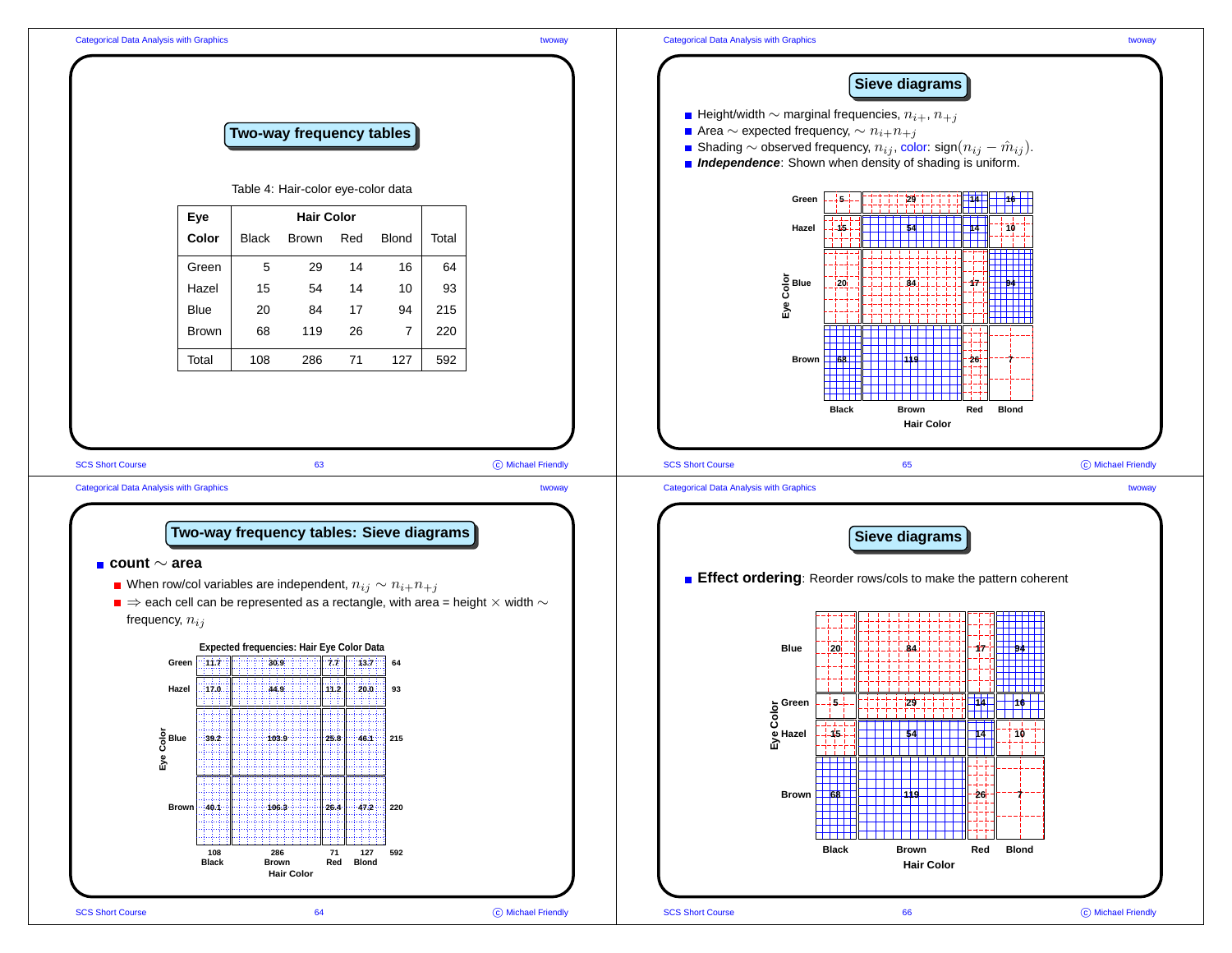## Two-way frequency tables

Table 4: Hair-color eye-color data

| Eye Color | Hair Color Black | Brown | Red | Blond | Total |
|---|---|---|---|---|---|
| Green | 5 | 29 | 14 | 16 | 64 |
| Hazel | 15 | 54 | 14 | 10 | 93 |
| Blue | 20 | 84 | 17 | 94 | 215 |
| Brown | 68 | 119 | 26 | 7 | 220 |
| Total | 108 | 286 | 71 | 127 | 592 |

## Two-way frequency tables: Sieve diagrams

- **count ∼ area**
  - When row/col variables are independent, $n_{ij} \sim n_{i+} n_{+j}$
  - $\Rightarrow$ each cell can be represented as a rectangle, with area = height × width ∼ frequency, $n_{ij}$

Expected frequencies: Hair Eye Color Data

| Eye Color | Black | Brown | Red | Blond | Total |
|---|---|---|---|---|---|
| Green | 11.7 | 30.9 | 7.7 | 13.7 | 64 |
| Hazel | 17.0 | 44.9 | 11.2 | 20.0 | 93 |
| Blue | 39.2 | 103.9 | 25.8 | 46.1 | 215 |
| Brown | 40.1 | 106.3 | 26.4 | 47.2 | 220 |
| Total | 108 | 286 | 71 | 127 | 592 |

## Sieve diagrams

- Height/width ∼ marginal frequencies, $n_{i+}$, $n_{+j}$
- Area ∼ expected frequency, $\sim n_{i+} n_{+j}$
- Shading ∼ observed frequency, $n_{ij}$, color: sign$(n_{ij} - \hat{m}_{ij})$.
- ***Independence***: Shown when density of shading is uniform.

## Sieve diagrams

- **Effect ordering**: Reorder rows/cols to make the pattern coherent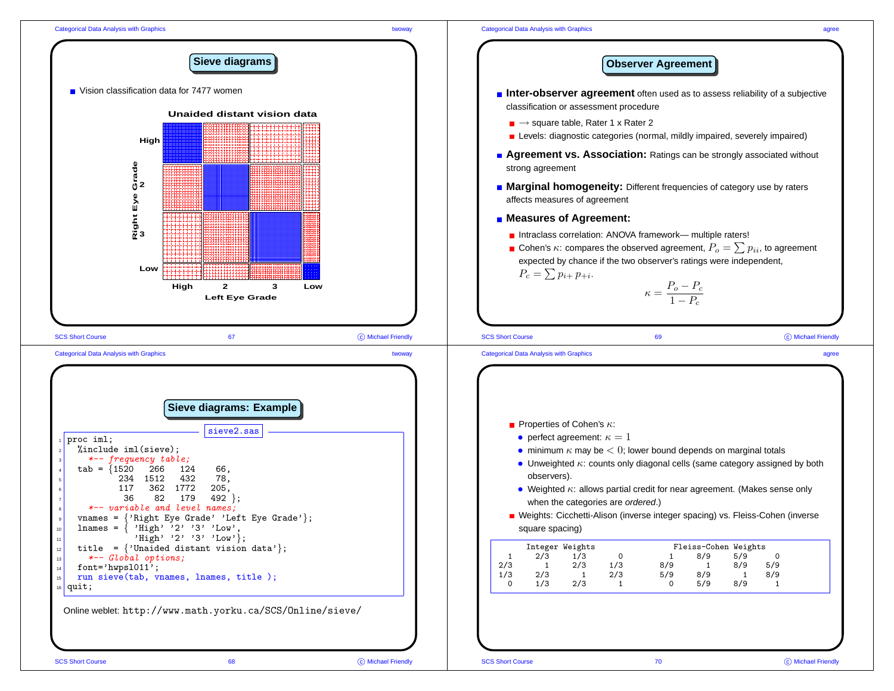## Sieve diagrams

- Vision classification data for 7477 women

**Unaided distant vision data**

Right Eye Grade: High, 2, 3, Low
Left Eye Grade: High, 2, 3, Low

## Sieve diagrams: Example

sieve2.sas

```
proc iml;
  %include iml(sieve);
    *-- frequency table;
  tab = {1520   266   124    66,
          234  1512   432    78,
          117   362  1772   205,
           36    82   179   492 };
    *-- variable and level names;
  vnames = {'Right Eye Grade' 'Left Eye Grade'};
  lnames = { 'High' '2' '3' 'Low',
             'High' '2' '3' 'Low'};
  title  = {'Unaided distant vision data'};
    *-- Global options;
  font='hwpsl011';
  run sieve(tab, vnames, lnames, title );
quit;
```

Online weblet: `http://www.math.yorku.ca/SCS/Online/sieve/`

## Observer Agreement

- **Inter-observer agreement** often used as to assess reliability of a subjective classification or assessment procedure
  - $\rightarrow$ square table, Rater 1 x Rater 2
  - Levels: diagnostic categories (normal, mildly impaired, severely impaired)
- **Agreement vs. Association:** Ratings can be strongly associated without strong agreement
- **Marginal homogeneity:** Different frequencies of category use by raters affects measures of agreement
- **Measures of Agreement:**
  - Intraclass correlation: ANOVA framework— multiple raters!
  - Cohen's $\kappa$: compares the observed agreement, $P_o = \sum p_{ii}$, to agreement expected by chance if the two observer's ratings were independent, $P_c = \sum p_{i+} \, p_{+i}$.

$$\kappa = \frac{P_o - P_c}{1 - P_c}$$

- Properties of Cohen's $\kappa$:
  - perfect agreement: $\kappa = 1$
  - minimum $\kappa$ may be $< 0$; lower bound depends on marginal totals
  - Unweighted $\kappa$: counts only diagonal cells (same category assigned by both observers).
  - Weighted $\kappa$: allows partial credit for near agreement. (Makes sense only when the categories are *ordered*.)
- Weights: Cicchetti-Alison (inverse integer spacing) vs. Fleiss-Cohen (inverse square spacing)

```
     Integer Weights               Fleiss-Cohen Weights
  1    2/3    1/3     0          1    8/9    5/9     0
2/3      1    2/3   1/3        8/9      1    8/9   5/9
1/3    2/3      1   2/3        5/9    8/9      1   8/9
  0    1/3    2/3     1          0    5/9    8/9     1
```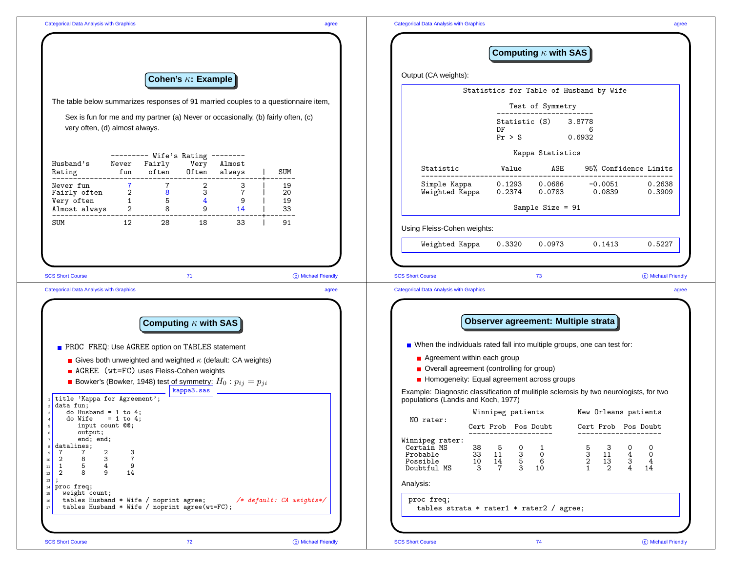## Cohen's $\kappa$: Example

The table below summarizes responses of 91 married couples to a questionnaire item,

Sex is fun for me and my partner (a) Never or occasionally, (b) fairly often, (c) very often, (d) almost always.

| Husband's Rating | Wife's Rating: Never fun | Fairly often | Very Often | Almost always | SUM |
|---|---|---|---|---|---|
| Never fun | 7 | 7 | 2 | 3 | 19 |
| Fairly often | 2 | 8 | 3 | 7 | 20 |
| Very often | 1 | 5 | 4 | 9 | 19 |
| Almost always | 2 | 8 | 9 | 14 | 33 |
| SUM | 12 | 28 | 18 | 33 | 91 |

## Computing $\kappa$ with SAS

- PROC FREQ: Use AGREE option on TABLES statement
  - Gives both unweighted and weighted $\kappa$ (default: CA weights)
  - AGREE (wt=FC) uses Fleiss-Cohen weights
  - Bowker's (Bowker, 1948) test of symmetry: $H_0 : p_{ij} = p_{ji}$

kappa3.sas

```
title 'Kappa for Agreement';
data fun;
   do Husband = 1 to 4;
   do Wife    = 1 to 4;
      input count @@;
      output;
      end; end;
datalines;
 7     7     2     3
 2     8     3     7
 1     5     4     9
 2     8     9    14
;
proc freq;
  weight count;
  tables Husband * Wife / noprint agree;        /* default: CA weights*/
  tables Husband * Wife / noprint agree(wt=FC);
```

## Computing $\kappa$ with SAS

Output (CA weights):

```
                Statistics for Table of Husband by Wife

                          Test of Symmetry
                       ------------------------
                       Statistic (S)    3.8778
                       DF                    6
                       Pr > S           0.6932

                          Kappa Statistics

   Statistic           Value       ASE      95% Confidence Limits
   ---------------------------------------------------------------
   Simple Kappa       0.1293    0.0686      -0.0051        0.2638
   Weighted Kappa     0.2374    0.0783       0.0839        0.3909

                          Sample Size = 91
```

Using Fleiss-Cohen weights:

```
   Weighted Kappa     0.3320    0.0973       0.1413        0.5227
```

## Observer agreement: Multiple strata

- When the individuals rated fall into multiple groups, one can test for:
  - Agreement within each group
  - Overall agreement (controlling for group)
  - Homogeneity: Equal agreement across groups

Example: Diagnostic classification of mulitiple sclerosis by two neurologists, for two populations (Landis and Koch, 1977)

| Winnipeg rater: | Winnipeg patients (NO rater): Cert | Prob | Pos | Doubt | New Orleans patients (NO rater): Cert | Prob | Pos | Doubt |
|---|---|---|---|---|---|---|---|---|
| Certain MS | 38 | 5 | 0 | 1 | 5 | 3 | 0 | 0 |
| Probable | 33 | 11 | 3 | 0 | 3 | 11 | 4 | 0 |
| Possible | 10 | 14 | 5 | 6 | 2 | 13 | 3 | 4 |
| Doubtful MS | 3 | 7 | 3 | 10 | 1 | 2 | 4 | 14 |

Analysis:

```
proc freq;
  tables strata * rater1 * rater2 / agree;
```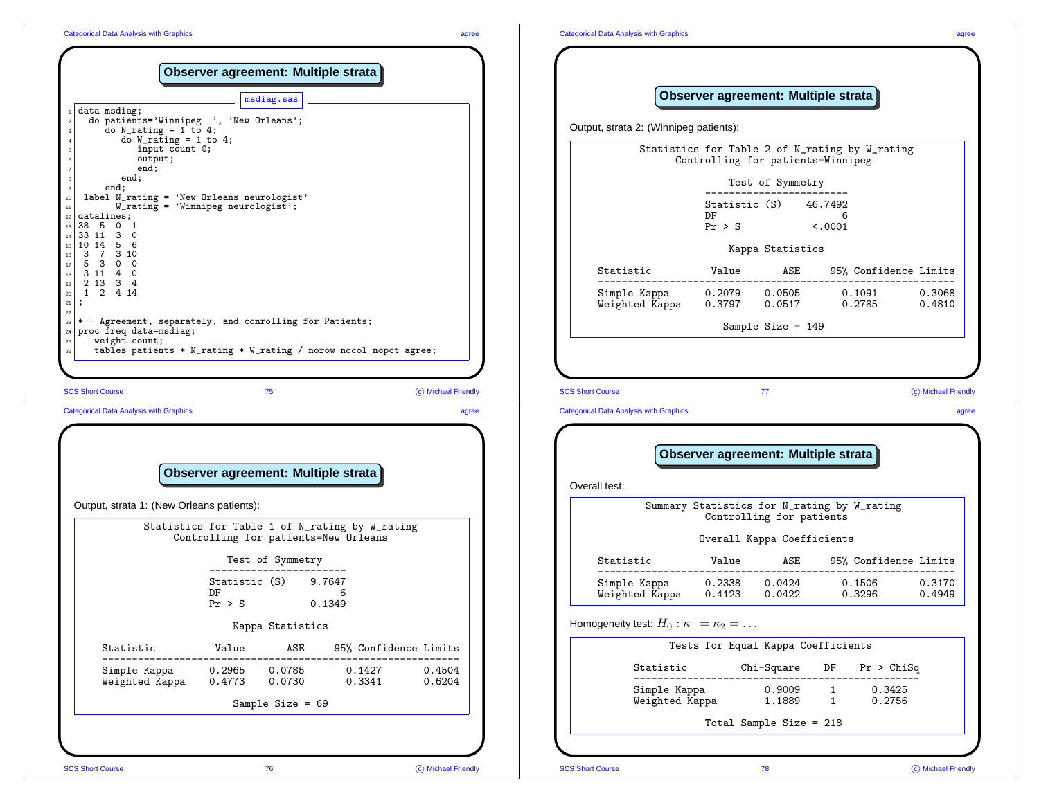## Observer agreement: Multiple strata

msdiag.sas

```
data msdiag;
  do patients='Winnipeg  ', 'New Orleans';
     do N_rating = 1 to 4;
        do W_rating = 1 to 4;
           input count @;
           output;
           end;
        end;
     end;
 label N_rating = 'New Orleans neurologist'
       W_rating = 'Winnipeg neurologist';
datalines;
38  5  0  1
33 11  3  0
10 14  5  6
 3  7  3 10
 5  3  0  0
 3 11  4  0
 2 13  3  4
 1  2  4 14
;

*-- Agreement, separately, and conrolling for Patients;
proc freq data=msdiag;
   weight count;
   tables patients * N_rating * W_rating / norow nocol nopct agree;
```

## Observer agreement: Multiple strata

Output, strata 1: (New Orleans patients):

```
          Statistics for Table 1 of N_rating by W_rating
               Controlling for patients=New Orleans

                        Test of Symmetry
                     ------------------------
                     Statistic (S)     9.7647
                     DF                     6
                     Pr > S            0.1349

                        Kappa Statistics

 Statistic          Value       ASE      95% Confidence Limits
 -------------------------------------------------------------
 Simple Kappa      0.2965    0.0785        0.1427        0.4504
 Weighted Kappa    0.4773    0.0730        0.3341        0.6204

                        Sample Size = 69
```

## Observer agreement: Multiple strata

Output, strata 2: (Winnipeg patients):

```
          Statistics for Table 2 of N_rating by W_rating
                Controlling for patients=Winnipeg

                        Test of Symmetry
                     ------------------------
                     Statistic (S)    46.7492
                     DF                     6
                     Pr > S            <.0001

                        Kappa Statistics

 Statistic          Value       ASE      95% Confidence Limits
 -------------------------------------------------------------
 Simple Kappa      0.2079    0.0505        0.1091        0.3068
 Weighted Kappa    0.3797    0.0517        0.2785        0.4810

                        Sample Size = 149
```

## Observer agreement: Multiple strata

Overall test:

```
          Summary Statistics for N_rating by W_rating
                   Controlling for patients

                   Overall Kappa Coefficients

 Statistic          Value       ASE      95% Confidence Limits
 -------------------------------------------------------------
 Simple Kappa      0.2338    0.0424        0.1506        0.3170
 Weighted Kappa    0.4123    0.0422        0.3296        0.4949
```

Homogeneity test: $H_0 : \kappa_1 = \kappa_2 = \ldots$

```
               Tests for Equal Kappa Coefficients

        Statistic          Chi-Square    DF    Pr > ChiSq
        -------------------------------------------------
        Simple Kappa           0.9009     1        0.3425
        Weighted Kappa         1.1889     1        0.2756

                    Total Sample Size = 218
```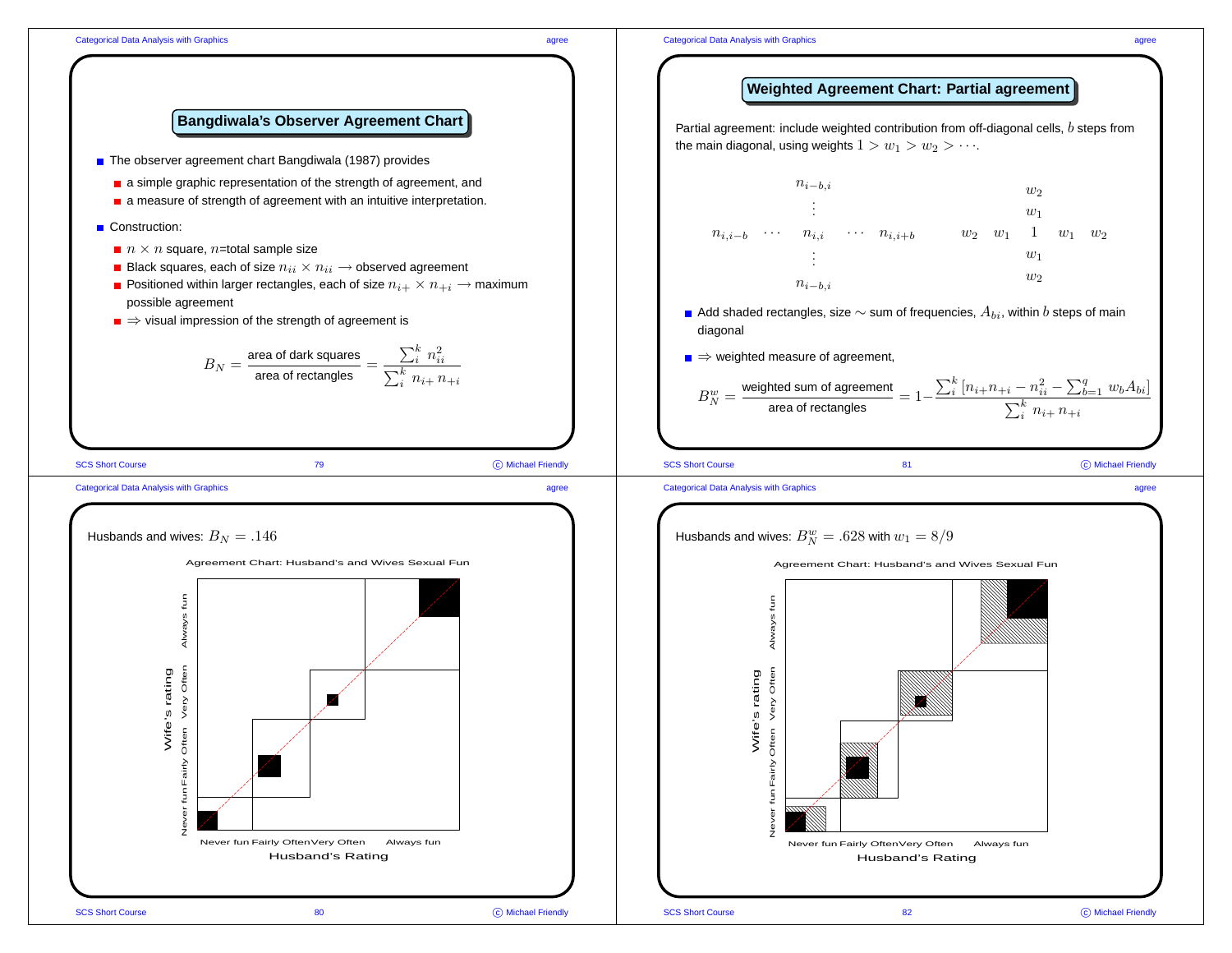## Bangdiwala's Observer Agreement Chart

- The observer agreement chart Bangdiwala (1987) provides
  - a simple graphic representation of the strength of agreement, and
  - a measure of strength of agreement with an intuitive interpretation.
- Construction:
  - $n \times n$ square, $n$=total sample size
  - Black squares, each of size $n_{ii} \times n_{ii} \longrightarrow$ observed agreement
  - Positioned within larger rectangles, each of size $n_{i+} \times n_{+i} \longrightarrow$ maximum possible agreement
  - $\Rightarrow$ visual impression of the strength of agreement is

$$B_N = \frac{\text{area of dark squares}}{\text{area of rectangles}} = \frac{\sum_i^k n_{ii}^2}{\sum_i^k n_{i+} n_{+i}}$$

Husbands and wives: $B_N = .146$

Agreement Chart: Husband's and Wives Sexual Fun

## Weighted Agreement Chart: Partial agreement

Partial agreement: include weighted contribution from off-diagonal cells, $b$ steps from the main diagonal, using weights $1 > w_1 > w_2 > \cdots$.

$$\begin{array}{ccccc} & & n_{i-b,i} & & \\ & & \vdots & & \\ n_{i,i-b} & \cdots & n_{i,i} & \cdots & n_{i,i+b} \\ & & \vdots & & \\ & & n_{i-b,i} & & \end{array} \qquad \begin{array}{ccccc} & & w_2 & & \\ & & w_1 & & \\ w_2 & w_1 & 1 & w_1 & w_2 \\ & & w_1 & & \\ & & w_2 & & \end{array}$$

- Add shaded rectangles, size $\sim$ sum of frequencies, $A_{bi}$, within $b$ steps of main diagonal
- $\Rightarrow$ weighted measure of agreement,

$$B_N^w = \frac{\text{weighted sum of agreement}}{\text{area of rectangles}} = 1 - \frac{\sum_i^k \left[n_{i+}n_{+i} - n_{ii}^2 - \sum_{b=1}^q w_b A_{bi}\right]}{\sum_i^k n_{i+} n_{+i}}$$

Husbands and wives: $B_N^w = .628$ with $w_1 = 8/9$

Agreement Chart: Husband's and Wives Sexual Fun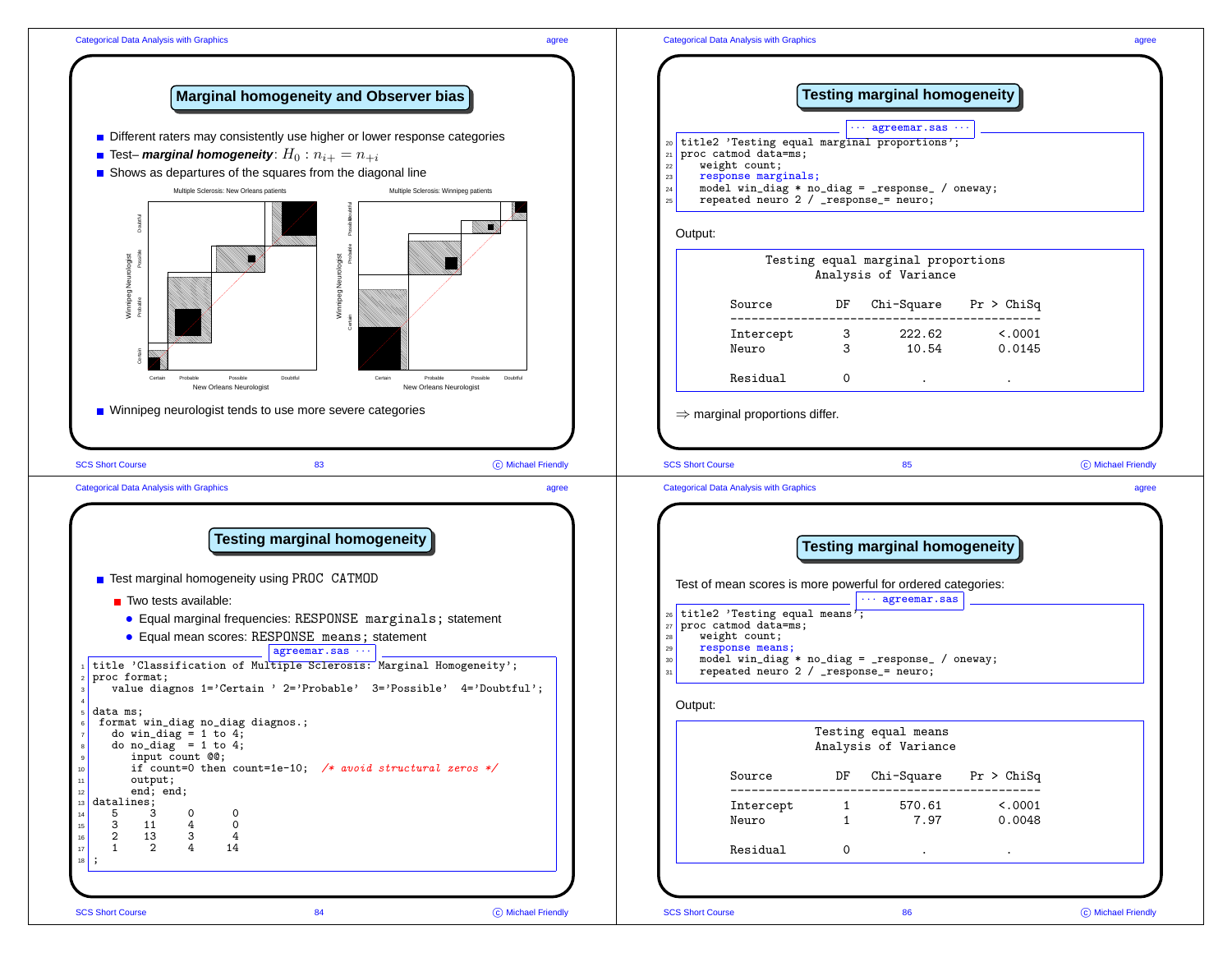## Marginal homogeneity and Observer bias

- Different raters may consistently use higher or lower response categories
- Test– ***marginal homogeneity***: $H_0 : n_{i+} = n_{+i}$
- Shows as departures of the squares from the diagonal line

Multiple Sclerosis: New Orleans patients

Multiple Sclerosis: Winnipeg patients

- Winnipeg neurologist tends to use more severe categories

## Testing marginal homogeneity

- Test marginal homogeneity using PROC CATMOD
  - Two tests available:
    - Equal marginal frequencies: RESPONSE marginals; statement
    - Equal mean scores: RESPONSE means; statement

··· agreemar.sas ···

```
title 'Classification of Multiple Sclerosis: Marginal Homogeneity';
proc format;
   value diagnos 1='Certain ' 2='Probable'  3='Possible'  4='Doubtful';

data ms;
 format win_diag no_diag diagnos.;
   do win_diag = 1 to 4;
   do no_diag  = 1 to 4;
      input count @@;
      if count=0 then count=1e-10;  /* avoid structural zeros */
      output;
      end; end;
datalines;
   5    3     0     0
   3   11     4     0
   2   13     3     4
   1    2     4    14
;
```

## Testing marginal homogeneity

··· agreemar.sas ···

```
title2 'Testing equal marginal proportions';
proc catmod data=ms;
   weight count;
   response marginals;
   model win_diag * no_diag = _response_ / oneway;
   repeated neuro 2 / _response_= neuro;
```

Output:

```
                Testing equal marginal proportions
                       Analysis of Variance

         Source         DF    Chi-Square    Pr > ChiSq
         --------------------------------------------
         Intercept       3        222.62        <.0001
         Neuro           3         10.54        0.0145

         Residual        0             .             .
```

$\Rightarrow$ marginal proportions differ.

## Testing marginal homogeneity

Test of mean scores is more powerful for ordered categories:

··· agreemar.sas

```
title2 'Testing equal means';
proc catmod data=ms;
   weight count;
   response means;
   model win_diag * no_diag = _response_ / oneway;
   repeated neuro 2 / _response_= neuro;
```

Output:

```
                       Testing equal means
                       Analysis of Variance

         Source         DF    Chi-Square    Pr > ChiSq
         --------------------------------------------
         Intercept       1        570.61        <.0001
         Neuro           1          7.97        0.0048

         Residual        0             .             .
```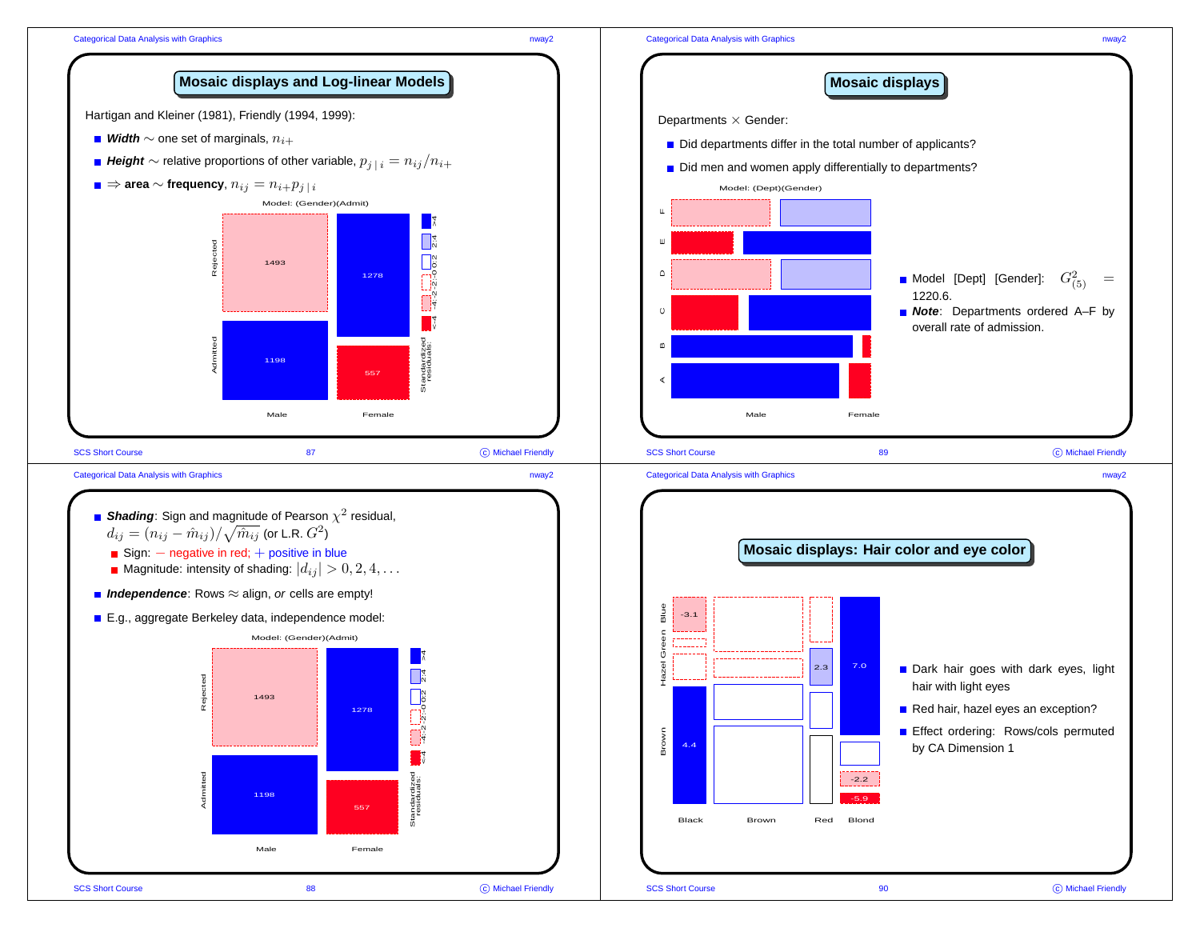## Mosaic displays and Log-linear Models

Hartigan and Kleiner (1981), Friendly (1994, 1999):

- ***Width*** $\sim$ one set of marginals, $n_{i+}$
- ***Height*** $\sim$ relative proportions of other variable, $p_{j\,|\,i} = n_{ij}/n_{i+}$
- $\Rightarrow$ **area** $\sim$ **frequency**, $n_{ij} = n_{i+} p_{j\,|\,i}$

Model: (Gender)(Admit)

- ***Shading***: Sign and magnitude of Pearson $\chi^2$ residual, $d_{ij} = (n_{ij} - \hat{m}_{ij})/\sqrt{\hat{m}_{ij}}$ (or L.R. $G^2$)
  - Sign: $-$ negative in red; $+$ positive in blue
  - Magnitude: intensity of shading: $|d_{ij}| > 0, 2, 4, \ldots$
- ***Independence***: Rows $\approx$ align, *or* cells are empty!
- E.g., aggregate Berkeley data, independence model:

Model: (Gender)(Admit)

## Mosaic displays

Departments $\times$ Gender:

- Did departments differ in the total number of applicants?
- Did men and women apply differentially to departments?

Model: (Dept)(Gender)

- Model [Dept] [Gender]: $G^2_{(5)} =$ 1220.6.
- ***Note***: Departments ordered A–F by overall rate of admission.

## Mosaic displays: Hair color and eye color

- Dark hair goes with dark eyes, light hair with light eyes
- Red hair, hazel eyes an exception?
- Effect ordering: Rows/cols permuted by CA Dimension 1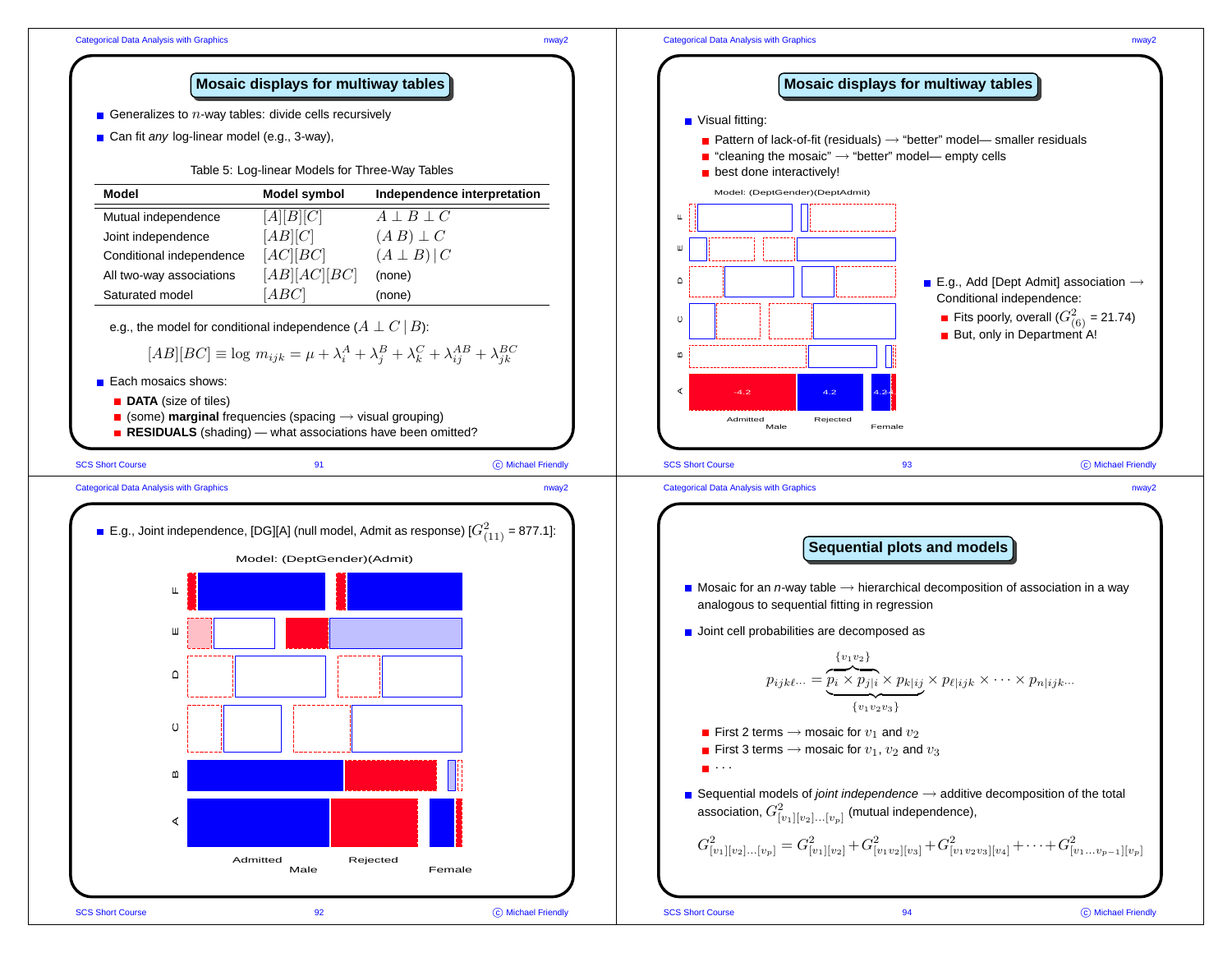## Mosaic displays for multiway tables

- Generalizes to $n$-way tables: divide cells recursively
- Can fit *any* log-linear model (e.g., 3-way),

Table 5: Log-linear Models for Three-Way Tables

| Model | Model symbol | Independence interpretation |
|---|---|---|
| Mutual independence | $[A][B][C]$ | $A \perp B \perp C$ |
| Joint independence | $[AB][C]$ | $(A\, B) \perp C$ |
| Conditional independence | $[AC][BC]$ | $(A \perp B) \mid C$ |
| All two-way associations | $[AB][AC][BC]$ | (none) |
| Saturated model | $[ABC]$ | (none) |

e.g., the model for conditional independence ($A \perp C \mid B$):

$$[AB][BC] \equiv \log\, m_{ijk} = \mu + \lambda_i^A + \lambda_j^B + \lambda_k^C + \lambda_{ij}^{AB} + \lambda_{jk}^{BC}$$

- Each mosaics shows:
  - **DATA** (size of tiles)
  - (some) **marginal** frequencies (spacing $\longrightarrow$ visual grouping)
  - **RESIDUALS** (shading) — what associations have been omitted?

---

- E.g., Joint independence, [DG][A] (null model, Admit as response) [$G^2_{(11)}$ = 877.1]:

Model: (DeptGender)(Admit)

---

## Mosaic displays for multiway tables

- Visual fitting:
  - Pattern of lack-of-fit (residuals) $\longrightarrow$ "better" model— smaller residuals
  - "cleaning the mosaic" $\longrightarrow$ "better" model— empty cells
  - best done interactively!

Model: (DeptGender)(DeptAdmit)

- E.g., Add [Dept Admit] association $\longrightarrow$ Conditional independence:
  - Fits poorly, overall ($G^2_{(6)}$ = 21.74)
  - But, only in Department A!

---

## Sequential plots and models

- Mosaic for an *n*-way table $\longrightarrow$ hierarchical decomposition of association in a way analogous to sequential fitting in regression
- Joint cell probabilities are decomposed as

$$p_{ijk\ell\cdots} = \underbrace{\overbrace{p_i \times p_{j|i}}^{\{v_1 v_2\}} \times p_{k|ij}}_{\{v_1 v_2 v_3\}} \times p_{\ell|ijk} \times \cdots \times p_{n|ijk\cdots}$$

  - First 2 terms $\longrightarrow$ mosaic for $v_1$ and $v_2$
  - First 3 terms $\longrightarrow$ mosaic for $v_1$, $v_2$ and $v_3$
  - $\cdots$

- Sequential models of *joint independence* $\longrightarrow$ additive decomposition of the total association, $G^2_{[v_1][v_2]\ldots[v_p]}$ (mutual independence),

$$G^2_{[v_1][v_2]\ldots[v_p]} = G^2_{[v_1][v_2]} + G^2_{[v_1 v_2][v_3]} + G^2_{[v_1 v_2 v_3][v_4]} + \cdots + G^2_{[v_1 \ldots v_{p-1}][v_p]}$$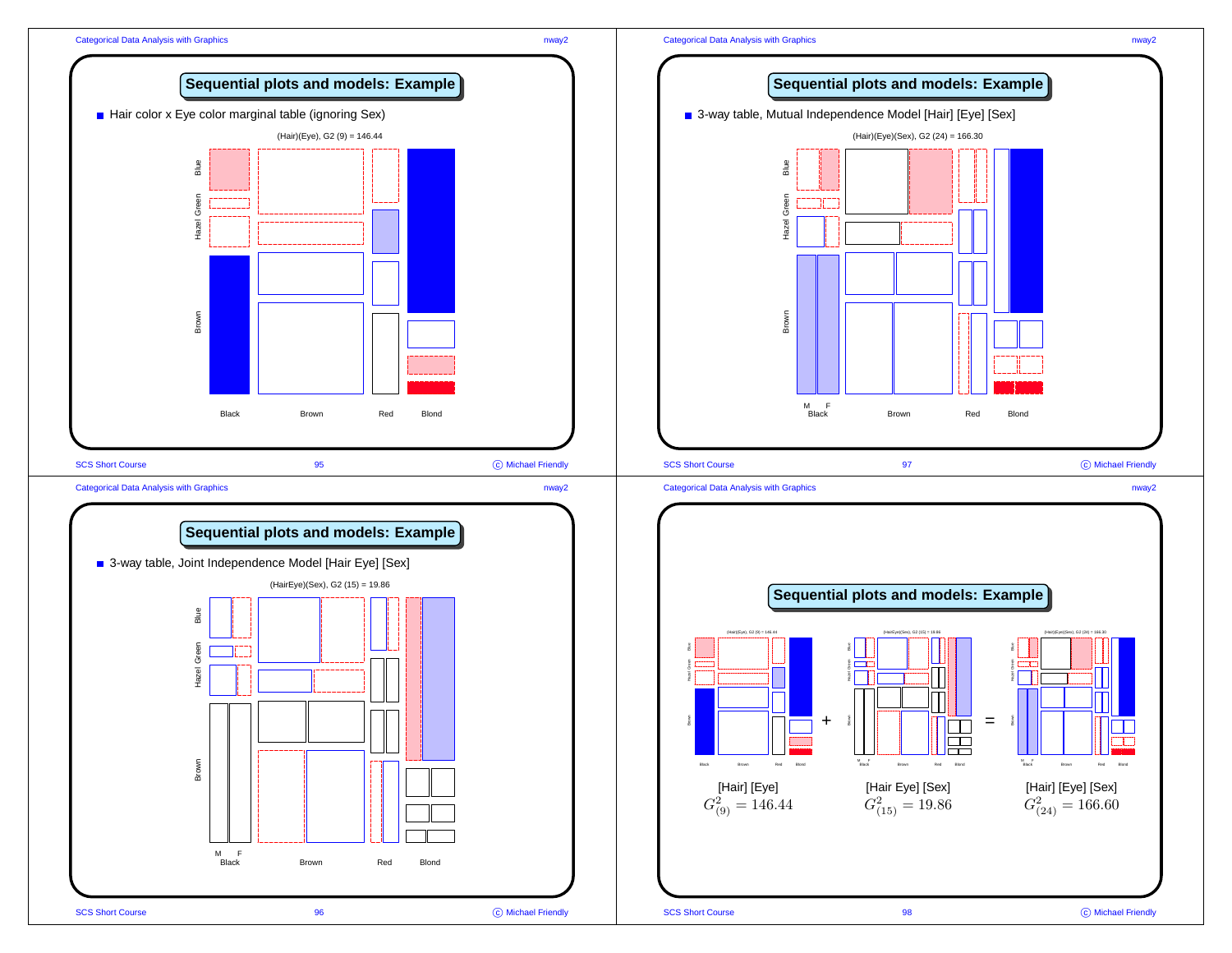## Sequential plots and models: Example

- Hair color x Eye color marginal table (ignoring Sex)

(Hair)(Eye), G2 (9) = 146.44

Blue, Hazel, Green, Brown

Black, Brown, Red, Blond

## Sequential plots and models: Example

- 3-way table, Joint Independence Model [Hair Eye] [Sex]

(HairEye)(Sex), G2 (15) = 19.86

Blue, Hazel, Green, Brown

M F Black, Brown, Red, Blond

## Sequential plots and models: Example

- 3-way table, Mutual Independence Model [Hair] [Eye] [Sex]

(Hair)(Eye)(Sex), G2 (24) = 166.30

Blue, Hazel, Green, Brown

M F Black, Brown, Red, Blond

## Sequential plots and models: Example

[Hair] [Eye] + [Hair Eye] [Sex] = [Hair] [Eye] [Sex]

$G^2_{(9)} = 146.44$ + $G^2_{(15)} = 19.86$ = $G^2_{(24)} = 166.60$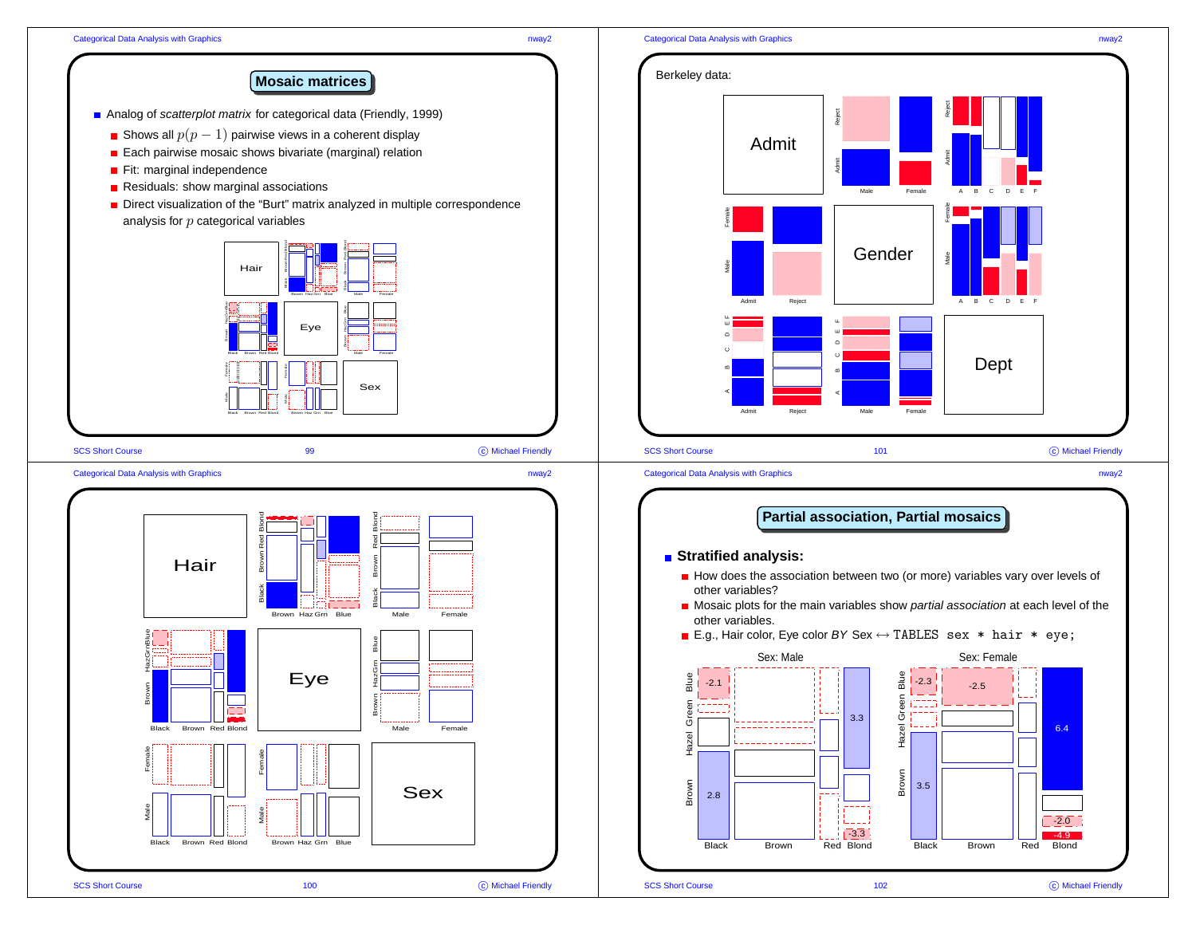## Mosaic matrices

- Analog of *scatterplot matrix* for categorical data (Friendly, 1999)
  - Shows all $p(p-1)$ pairwise views in a coherent display
  - Each pairwise mosaic shows bivariate (marginal) relation
  - Fit: marginal independence
  - Residuals: show marginal associations
  - Direct visualization of the "Burt" matrix analyzed in multiple correspondence analysis for $p$ categorical variables

Berkeley data:

## Partial association, Partial mosaics

- **Stratified analysis:**
  - How does the association between two (or more) variables vary over levels of other variables?
  - Mosaic plots for the main variables show *partial association* at each level of the other variables.
  - E.g., Hair color, Eye color *BY* Sex ↔ `TABLES sex * hair * eye;`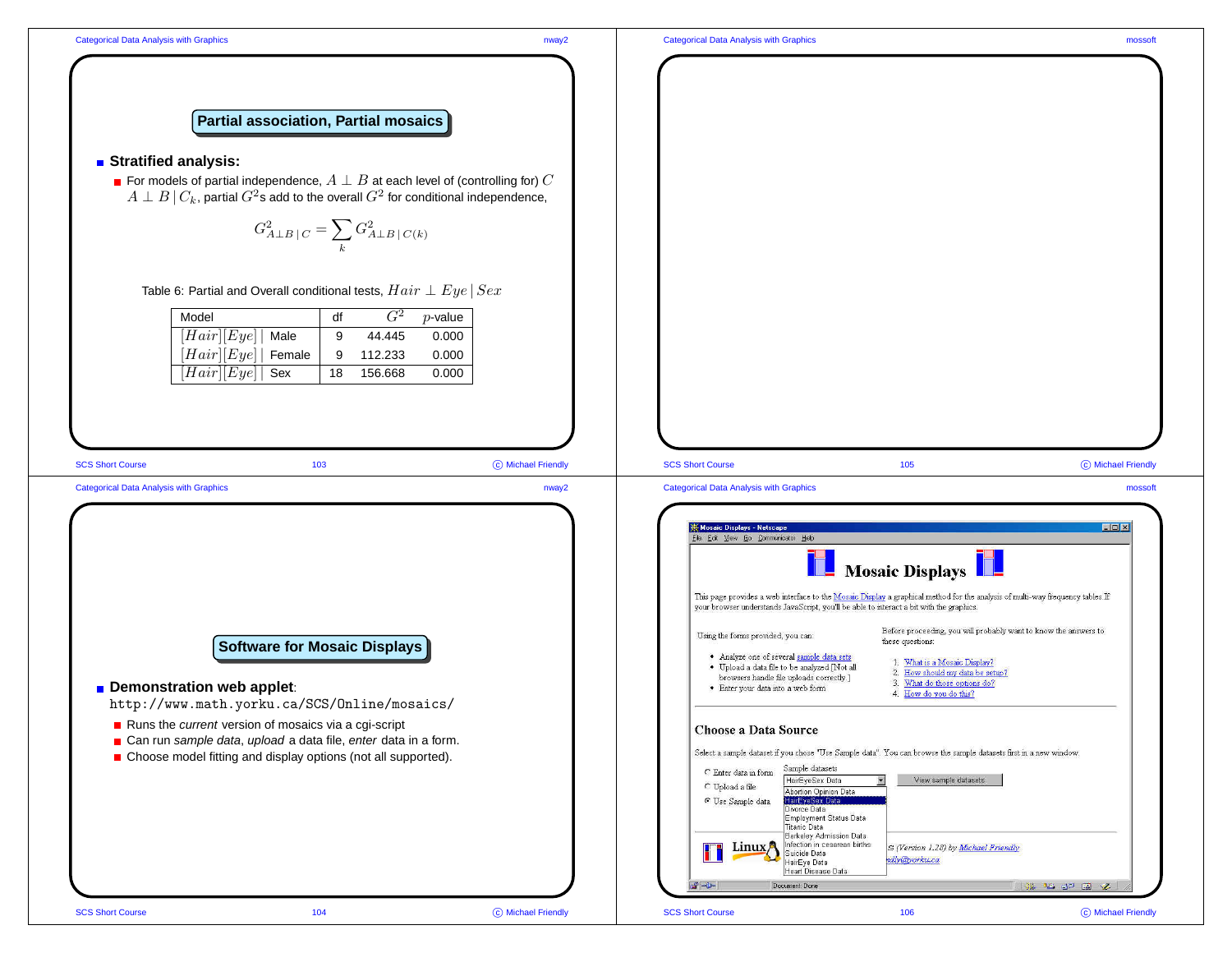## Partial association, Partial mosaics

- **Stratified analysis:**
  - For models of partial independence, $A \perp B$ at each level of (controlling for) $C$ $A \perp B \,|\, C_k$, partial $G^2$s add to the overall $G^2$ for conditional independence,

$$G^2_{A \perp B \,|\, C} = \sum_k G^2_{A \perp B \,|\, C(k)}$$

Table 6: Partial and Overall conditional tests, $Hair \perp Eye \,|\, Sex$

| Model | df | $G^2$ | $p$-value |
|---|---|---|---|
| $[Hair][Eye] \,|$ Male | 9 | 44.445 | 0.000 |
| $[Hair][Eye] \,|$ Female | 9 | 112.233 | 0.000 |
| $[Hair][Eye] \,|$ Sex | 18 | 156.668 | 0.000 |

## Software for Mosaic Displays

- **Demonstration web applet**: `http://www.math.yorku.ca/SCS/Online/mosaics/`
  - Runs the *current* version of mosaics via a cgi-script
  - Can run *sample data*, *upload* a data file, *enter* data in a form.
  - Choose model fitting and display options (not all supported).

**Mosaic Displays**

This page provides a web interface to the Mosaic Display a graphical method for the analysis of multi-way frequency tables If your browser understands JavaScript, you'll be able to interact a bit with the graphics.

Using the forms provided, you can:

- Analyze one of several sample data sets
- Upload a data file to be analyzed [Not all browsers handle file uploads correctly.]
- Enter your data into a web form

Before proceeding, you will probably want to know the answers to these questions:

1. What is a Mosaic Display?
2. How should my data be setup?
3. What do those options do?
4. How do you do this?

**Choose a Data Source**

Select a sample dataset if you chose "Use Sample data". You can browse the sample datasets first in a new window.

- Enter data in form
- Upload a file
- Use Sample data

Sample datasets: HairEyeSex Data — View sample datasets

Abortion Opinion Data, HairEyeSex Data, Divorce Data, Employment Status Data, Titanic Data, Berkeley Admission Data, Infection in cesarean births, Suicide Data, HairEye Data, Heart Disease Data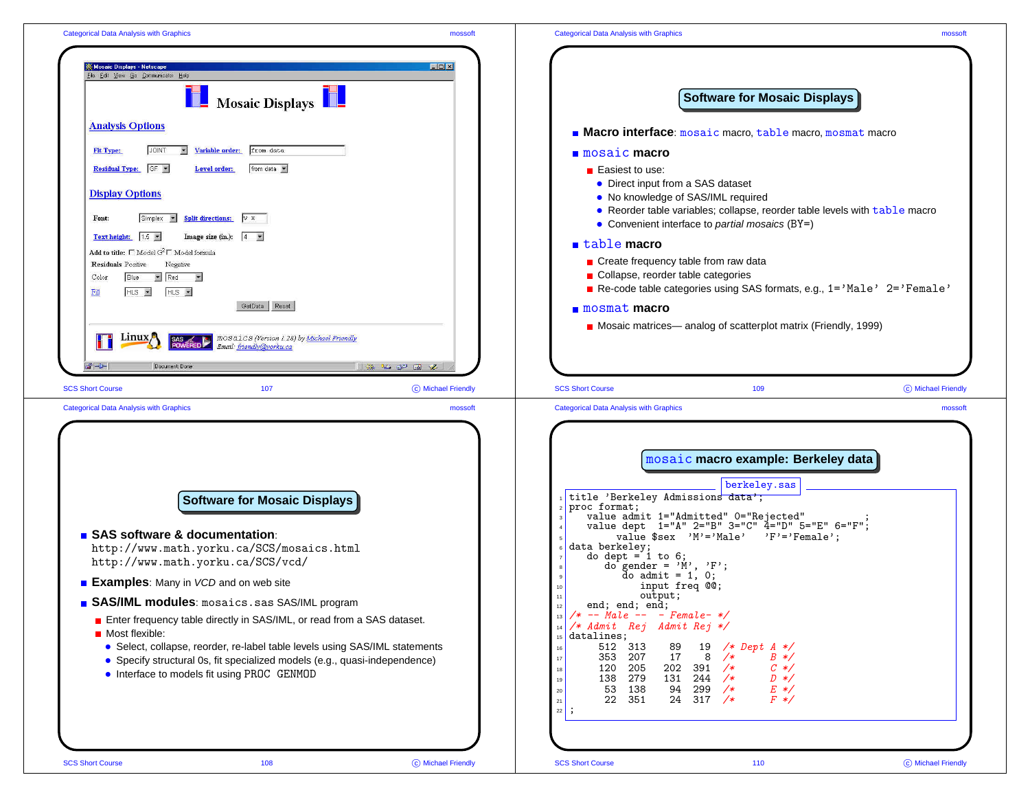# Mosaic Displays

## Analysis Options

Fit Type: JOINT — Variable order: from data

Residual Type: GF — Level order: from data

## Display Options

Font: Simplex — Split directions: V H

Text height: 1.5 — Image size (in.): 4

Add to title: Model $G^2$ Model formula

Residuals Positive Negative

Color Blue Red

Fill HLS HLS

GetData Reset

mosaics (Version 1.28) by Michael Friendly
Email: friendly@yorku.ca

---

## Software for Mosaic Displays

- **SAS software & documentation**:
  `http://www.math.yorku.ca/SCS/mosaics.html`
  `http://www.math.yorku.ca/SCS/vcd/`
- **Examples**: Many in *VCD* and on web site
- **SAS/IML modules**: `mosaics.sas` SAS/IML program
  - Enter frequency table directly in SAS/IML, or read from a SAS dataset.
  - Most flexible:
    - Select, collapse, reorder, re-label table levels using SAS/IML statements
    - Specify structural 0s, fit specialized models (e.g., quasi-independence)
    - Interface to models fit using `PROC GENMOD`

---

## Software for Mosaic Displays

- **Macro interface**: `mosaic` macro, `table` macro, `mosmat` macro
- **`mosaic` macro**
  - Easiest to use:
    - Direct input from a SAS dataset
    - No knowledge of SAS/IML required
    - Reorder table variables; collapse, reorder table levels with `table` macro
    - Convenient interface to *partial mosaics* (BY=)
- **`table` macro**
  - Create frequency table from raw data
  - Collapse, reorder table categories
  - Re-code table categories using SAS formats, e.g., `1='Male' 2='Female'`
- **`mosmat` macro**
  - Mosaic matrices— analog of scatterplot matrix (Friendly, 1999)

---

## `mosaic` macro example: Berkeley data

berkeley.sas

```
title 'Berkeley Admissions data';
proc format;
   value admit 1="Admitted" 0="Rejected"          ;
   value dept  1="A" 2="B" 3="C" 4="D" 5="E" 6="F";
        value $sex  'M'='Male'   'F'='Female';
data berkeley;
   do dept = 1 to 6;
      do gender = 'M', 'F';
         do admit = 1, 0;
            input freq @@;
            output;
   end; end; end;
/* -- Male --   - Female- */
/* Admit  Rej   Admit Rej */
datalines;
     512  313     89   19  /* Dept A */
     353  207     17    8  /*      B */
     120  205    202  391  /*      C */
     138  279    131  244  /*      D */
      53  138     94  299  /*      E */
      22  351     24  317  /*      F */
;
```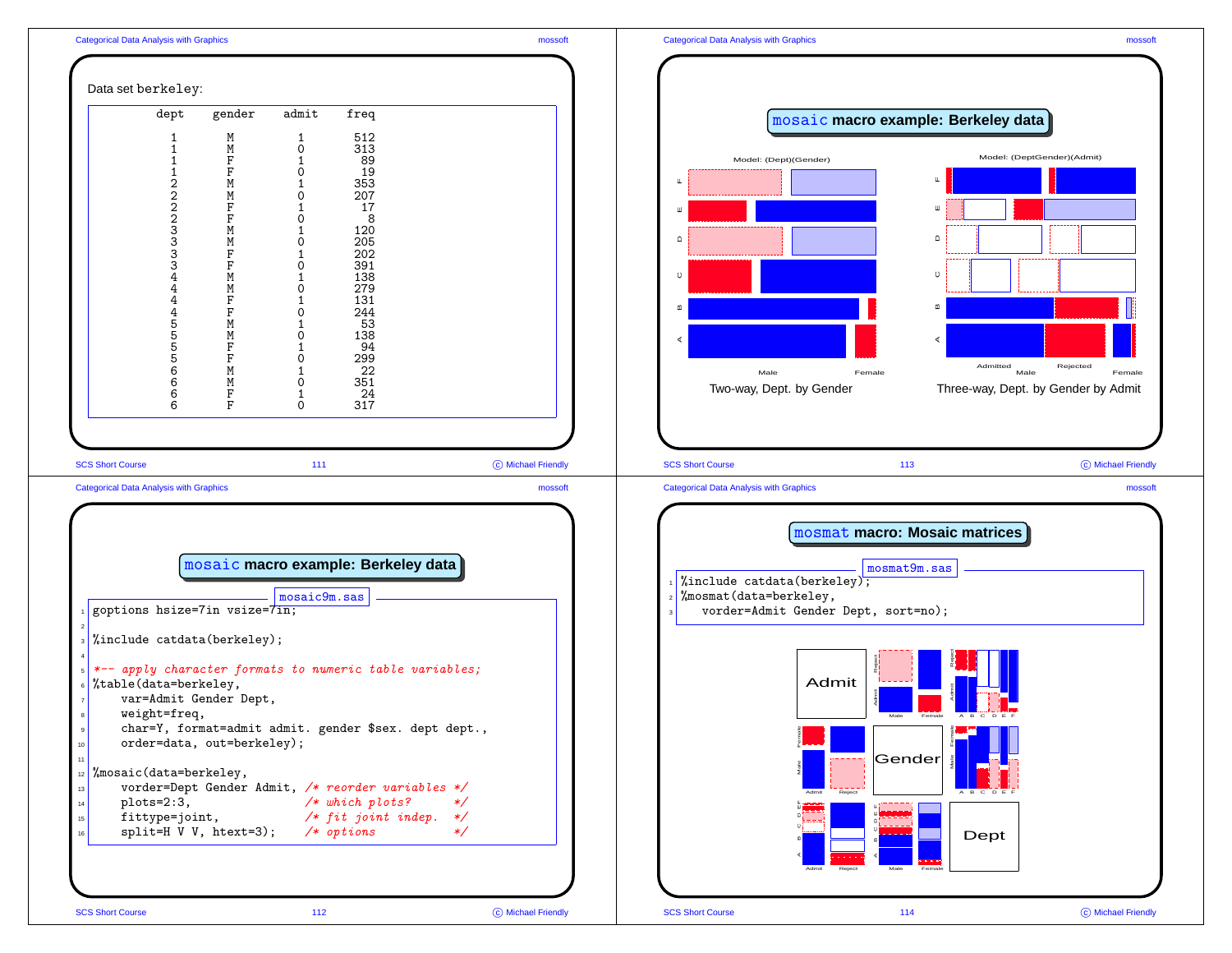Data set berkeley:

| dept | gender | admit | freq |
|---|---|---|---|
| 1 | M | 1 | 512 |
| 1 | M | 0 | 313 |
| 1 | F | 1 | 89 |
| 1 | F | 0 | 19 |
| 2 | M | 1 | 353 |
| 2 | M | 0 | 207 |
| 2 | F | 1 | 17 |
| 2 | F | 0 | 8 |
| 3 | M | 1 | 120 |
| 3 | M | 0 | 205 |
| 3 | F | 1 | 202 |
| 3 | F | 0 | 391 |
| 4 | M | 1 | 138 |
| 4 | M | 0 | 279 |
| 4 | F | 1 | 131 |
| 4 | F | 0 | 244 |
| 5 | M | 1 | 53 |
| 5 | M | 0 | 138 |
| 5 | F | 1 | 94 |
| 5 | F | 0 | 299 |
| 6 | M | 1 | 22 |
| 6 | M | 0 | 351 |
| 6 | F | 1 | 24 |
| 6 | F | 0 | 317 |

## mosaic macro example: Berkeley data

Two-way, Dept. by Gender

Three-way, Dept. by Gender by Admit

## mosaic macro example: Berkeley data

mosaic9m.sas

```
goptions hsize=7in vsize=7in;

%include catdata(berkeley);

*-- apply character formats to numeric table variables;
%table(data=berkeley,
    var=Admit Gender Dept,
    weight=freq,
    char=Y, format=admit admit. gender $sex. dept dept.,
    order=data, out=berkeley);

%mosaic(data=berkeley,
    vorder=Dept Gender Admit, /* reorder variables */
    plots=2:3,                /* which plots?      */
    fittype=joint,            /* fit joint indep.  */
    split=H V V, htext=3);    /* options           */
```

## mosmat macro: Mosaic matrices

mosmat9m.sas

```
%include catdata(berkeley);
%mosmat(data=berkeley,
   vorder=Admit Gender Dept, sort=no);
```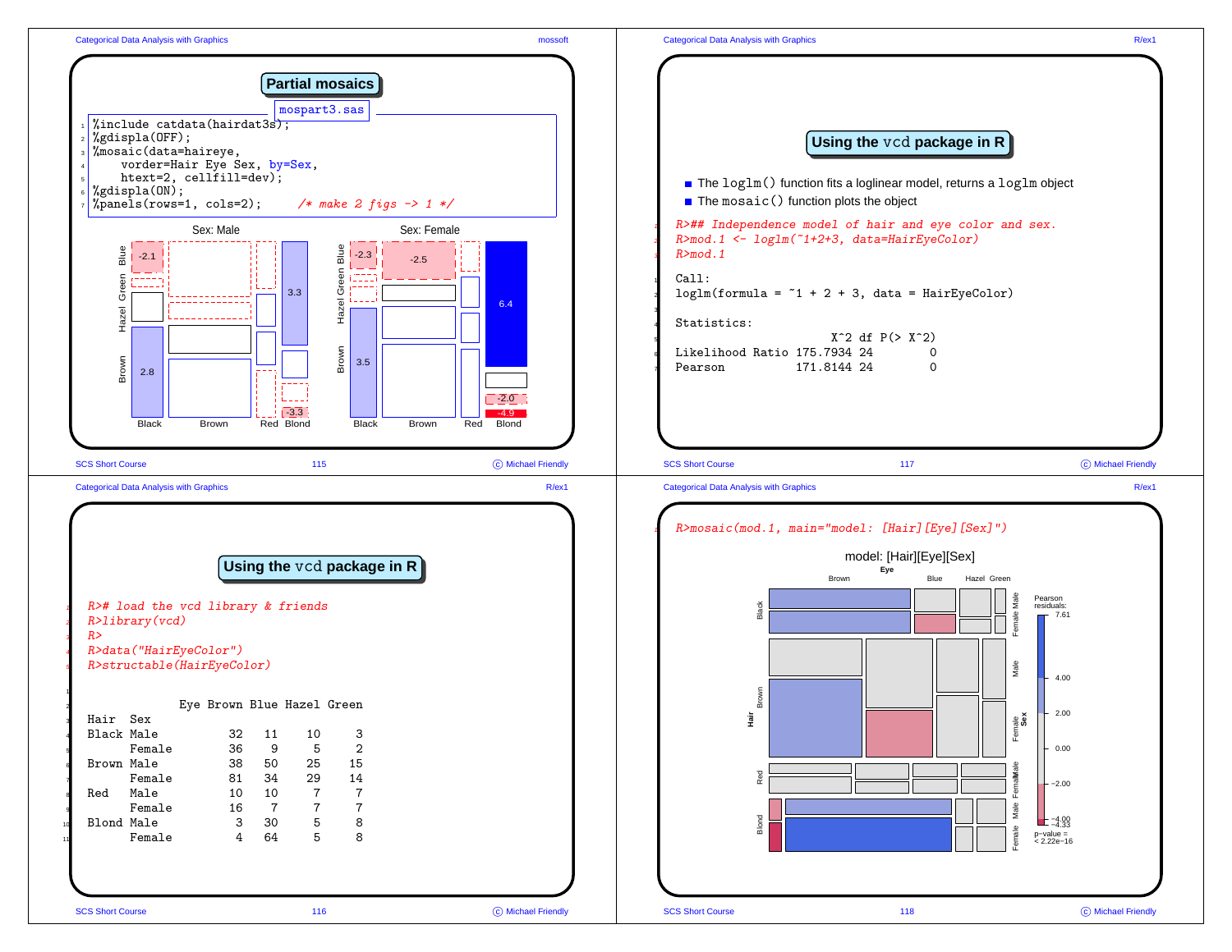## Partial mosaics

mospart3.sas

```
%include catdata(hairdat3s);
%gdispla(OFF);
%mosaic(data=haireye,
    vorder=Hair Eye Sex, by=Sex,
    htext=2, cellfill=dev);
%gdispla(ON);
%panels(rows=1, cols=2);     /* make 2 figs -> 1 */
```

## Using the vcd package in R

```
R># load the vcd library & friends
R>library(vcd)
R>
R>data("HairEyeColor")
R>structable(HairEyeColor)
```

```
             Eye Brown Blue Hazel Green
Hair  Sex
Black Male          32   11    10     3
      Female        36    9     5     2
Brown Male          38   50    25    15
      Female        81   34    29    14
Red   Male          10   10     7     7
      Female        16    7     7     7
Blond Male           3   30     5     8
      Female         4   64     5     8
```

## Using the vcd package in R

- The `loglm()` function fits a loglinear model, returns a `loglm` object
- The `mosaic()` function plots the object

```
R>## Independence model of hair and eye color and sex.
R>mod.1 <- loglm(~1+2+3, data=HairEyeColor)
R>mod.1
```

```
Call:
loglm(formula = ~1 + 2 + 3, data = HairEyeColor)

Statistics:
                     X^2 df P(> X^2)
Likelihood Ratio 175.7934 24        0
Pearson          171.8144 24        0
```

```
R>mosaic(mod.1, main="model: [Hair][Eye][Sex]")
```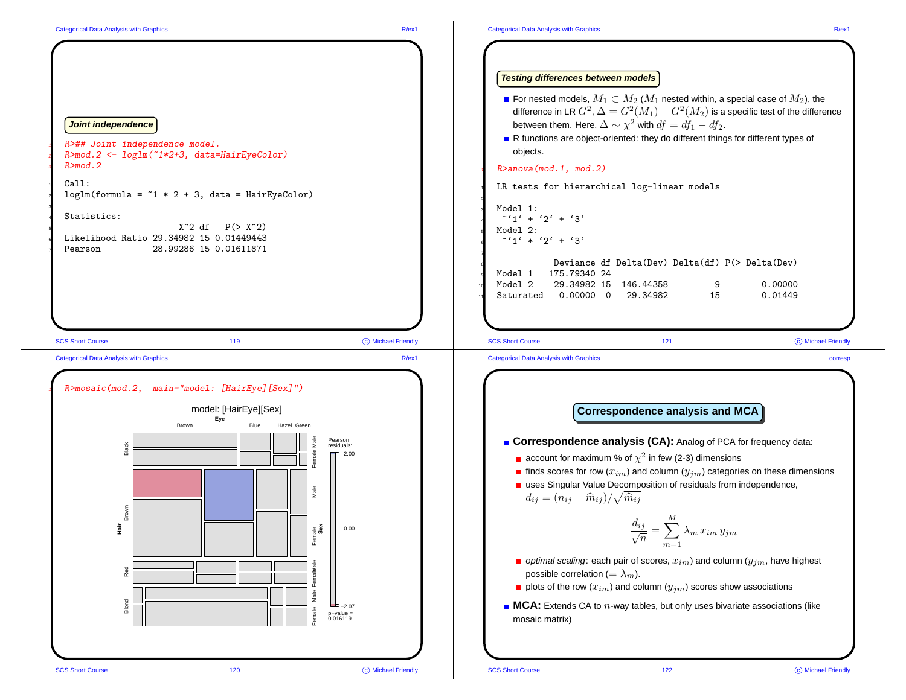### Joint independence

```
R>## Joint independence model.
R>mod.2 <- loglm(~1*2+3, data=HairEyeColor)
R>mod.2
```

```
Call:
loglm(formula = ~1 * 2 + 3, data = HairEyeColor)

Statistics:
                      X^2 df   P(> X^2)
Likelihood Ratio 29.34982 15 0.01449443
Pearson          28.99286 15 0.01611871
```

```
R>mosaic(mod.2,  main="model: [HairEye][Sex]")
```

### Testing differences between models

- For nested models, $M_1 \subset M_2$ ($M_1$ nested within, a special case of $M_2$), the difference in LR $G^2$, $\Delta = G^2(M_1) - G^2(M_2)$ is a specific test of the difference between them. Here, $\Delta \sim \chi^2$ with $df = df_1 - df_2$.
- R functions are object-oriented: they do different things for different types of objects.

```
R>anova(mod.1, mod.2)
```

```
LR tests for hierarchical log-linear models

Model 1:
 ~'1' + '2' + '3'
Model 2:
 ~'1' * '2' + '3'

           Deviance df Delta(Dev) Delta(df) P(> Delta(Dev)
Model 1   175.79340 24
Model 2    29.34982 15  146.44358         9        0.00000
Saturated   0.00000  0   29.34982        15        0.01449
```

## Correspondence analysis and MCA

- **Correspondence analysis (CA):** Analog of PCA for frequency data:
  - account for maximum % of $\chi^2$ in few (2-3) dimensions
  - finds scores for row ($x_{im}$) and column ($y_{jm}$) categories on these dimensions
  - uses Singular Value Decomposition of residuals from independence, $d_{ij} = (n_{ij} - \widehat{m}_{ij})/\sqrt{\widehat{m}_{ij}}$

$$\frac{d_{ij}}{\sqrt{n}} = \sum_{m=1}^{M} \lambda_m \, x_{im} \, y_{jm}$$

  - *optimal scaling*: each pair of scores, $x_{im}$) and column ($y_{jm}$, have highest possible correlation ($= \lambda_m$).
  - plots of the row ($x_{im}$) and column ($y_{jm}$) scores show associations
- **MCA:** Extends CA to $n$-way tables, but only uses bivariate associations (like mosaic matrix)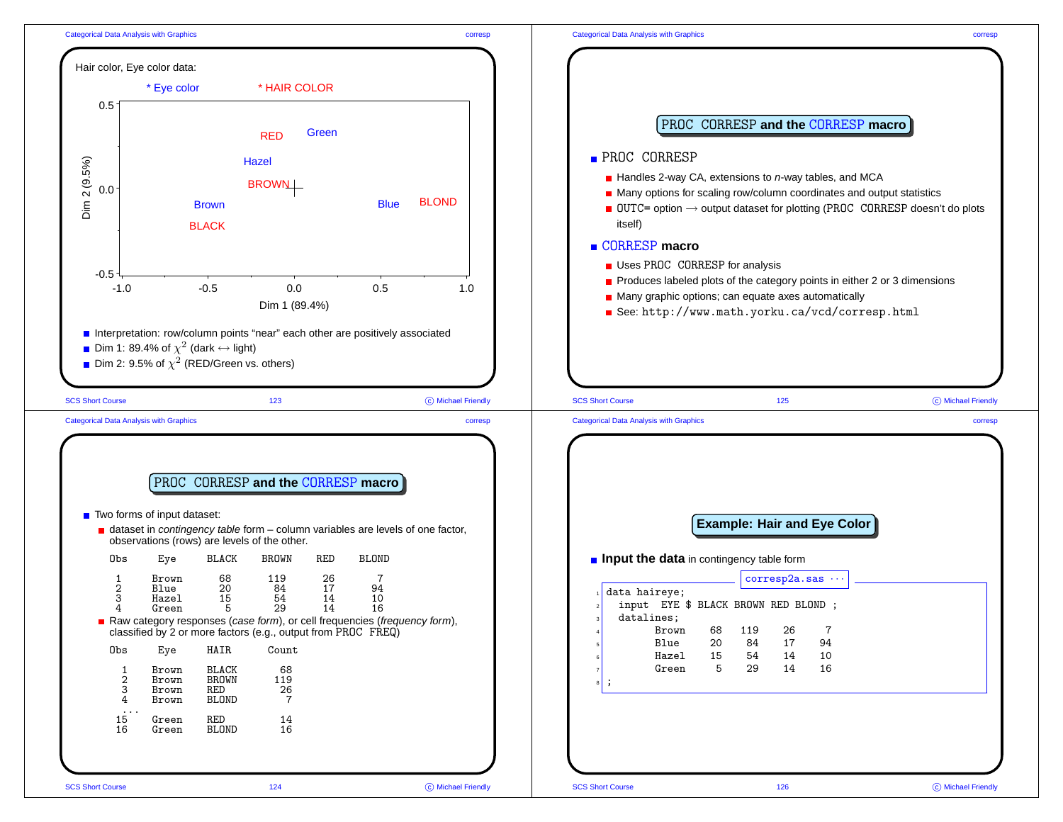Hair color, Eye color data:

* Eye color * HAIR COLOR

Dim 1 (89.4%)

Dim 2 (9.5%)

- Interpretation: row/column points "near" each other are positively associated
- Dim 1: 89.4% of $\chi^2$ (dark ↔ light)
- Dim 2: 9.5% of $\chi^2$ (RED/Green vs. others)

## PROC CORRESP and the CORRESP macro

- PROC CORRESP
  - Handles 2-way CA, extensions to *n*-way tables, and MCA
  - Many options for scaling row/column coordinates and output statistics
  - OUTC= option ⟶ output dataset for plotting (PROC CORRESP doesn't do plots itself)
- **CORRESP macro**
  - Uses PROC CORRESP for analysis
  - Produces labeled plots of the category points in either 2 or 3 dimensions
  - Many graphic options; can equate axes automatically
  - See: `http://www.math.yorku.ca/vcd/corresp.html`

## PROC CORRESP and the CORRESP macro

- Two forms of input dataset:
  - dataset in *contingency table* form – column variables are levels of one factor, observations (rows) are levels of the other.

```
Obs    Eye      BLACK    BROWN    RED    BLOND

 1     Brown      68      119     26       7
 2     Blue       20       84     17      94
 3     Hazel      15       54     14      10
 4     Green       5       29     14      16
```

  - Raw category responses (*case form*), or cell frequencies (*frequency form*), classified by 2 or more factors (e.g., output from PROC FREQ)

```
Obs    Eye      HAIR      Count

  1    Brown    BLACK       68
  2    Brown    BROWN      119
  3    Brown    RED         26
  4    Brown    BLOND        7
 ...
 15    Green    RED         14
 16    Green    BLOND       16
```

## Example: Hair and Eye Color

- **Input the data** in contingency table form

corresp2a.sas ···

```
data haireye;
  input  EYE $ BLACK BROWN RED BLOND ;
  datalines;
        Brown    68   119    26     7
        Blue     20    84    17    94
        Hazel    15    54    14    10
        Green     5    29    14    16
;
```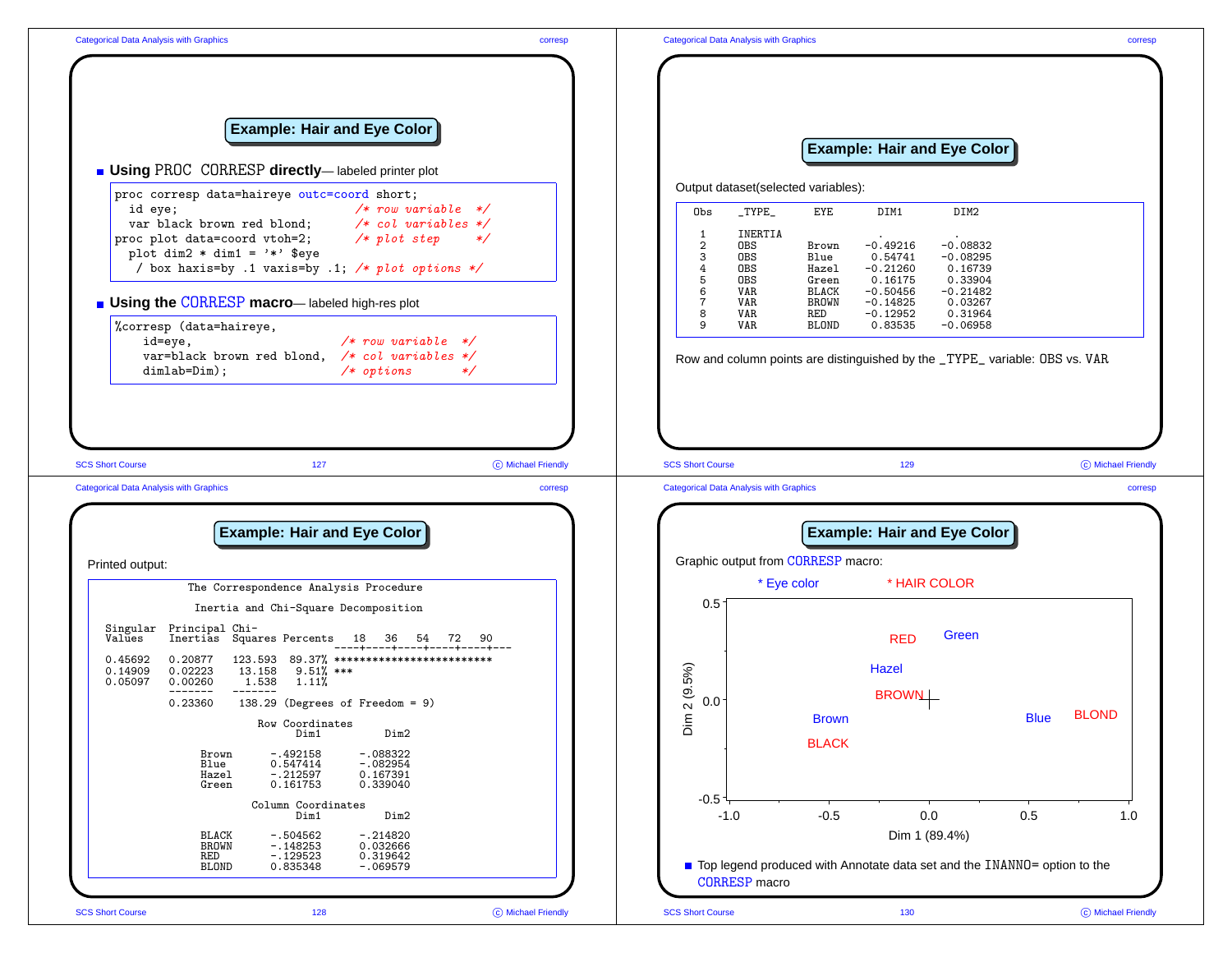## Example: Hair and Eye Color

- **Using** PROC CORRESP **directly**— labeled printer plot

```
proc corresp data=haireye outc=coord short;
  id eye;                        /* row variable  */
  var black brown red blond;     /* col variables */
proc plot data=coord vtoh=2;     /* plot step     */
  plot dim2 * dim1 = '*' $eye
   / box haxis=by .1 vaxis=by .1; /* plot options */
```

- **Using the** CORRESP **macro**— labeled high-res plot

```
%corresp (data=haireye,
    id=eye,                     /* row variable  */
    var=black brown red blond,  /* col variables */
    dimlab=Dim);                /* options       */
```

## Example: Hair and Eye Color

Printed output:

```
                  The Correspondence Analysis Procedure

                   Inertia and Chi-Square Decomposition

Singular  Principal Chi-
 Values   Inertias  Squares Percents   18   36   54   72   90
                                    ----+----+----+----+----+---
0.45692   0.20877   123.593  89.37% *************************
0.14909   0.02223    13.158   9.51% ***
0.05097   0.00260     1.538   1.11%
          -------   -------
          0.23360    138.29 (Degrees of Freedom = 9)

                          Row Coordinates
                                Dim1          Dim2

               Brown       -.492158      -.088322
               Blue        0.547414      -.082954
               Hazel       -.212597      0.167391
               Green       0.161753      0.339040

                         Column Coordinates
                                Dim1          Dim2

               BLACK       -.504562      -.214820
               BROWN       -.148253      0.032666
               RED         -.129523      0.319642
               BLOND       0.835348      -.069579
```

## Example: Hair and Eye Color

Output dataset(selected variables):

```
Obs    _TYPE_      EYE       DIM1        DIM2

 1     INERTIA                 .           .
 2     OBS        Brown    -0.49216    -0.08832
 3     OBS        Blue      0.54741    -0.08295
 4     OBS        Hazel    -0.21260     0.16739
 5     OBS        Green     0.16175     0.33904
 6     VAR        BLACK    -0.50456    -0.21482
 7     VAR        BROWN    -0.14825     0.03267
 8     VAR        RED      -0.12952     0.31964
 9     VAR        BLOND     0.83535    -0.06958
```

Row and column points are distinguished by the _TYPE_ variable: OBS vs. VAR

## Example: Hair and Eye Color

Graphic output from CORRESP macro:

\* Eye color    \* HAIR COLOR

Dim 2 (9.5%) vs. Dim 1 (89.4%): RED, Green, Hazel, BROWN, Brown, BLACK, Blue, BLOND

- Top legend produced with Annotate data set and the INANNO= option to the CORRESP macro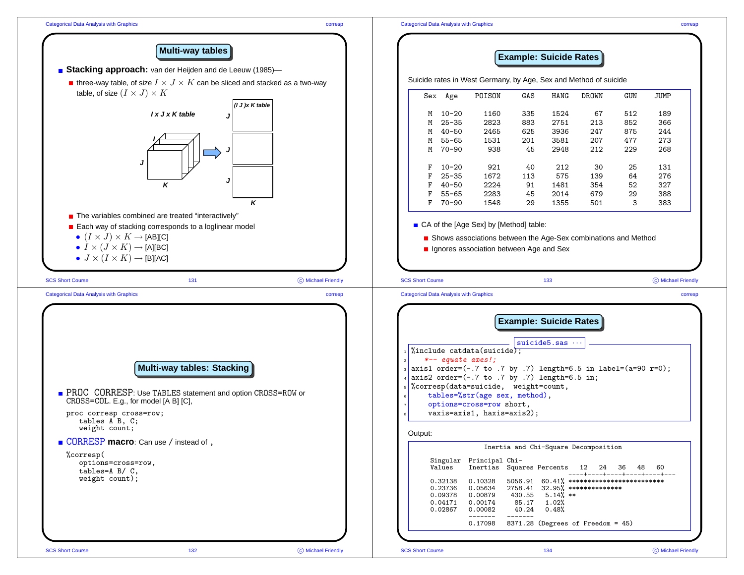## Multi-way tables

- **Stacking approach:** van der Heijden and de Leeuw (1985)—
  - three-way table, of size $I \times J \times K$ can be sliced and stacked as a two-way table, of size $(I \times J) \times K$

*I x J x K table* → *(I J )x K table*

- The variables combined are treated "interactively"
- Each way of stacking corresponds to a loglinear model
  - $(I \times J) \times K \rightarrow$ [AB][C]
  - $I \times (J \times K) \rightarrow$ [A][BC]
  - $J \times (I \times K) \rightarrow$ [B][AC]

## Example: Suicide Rates

Suicide rates in West Germany, by Age, Sex and Method of suicide

| Sex | Age | POISON | GAS | HANG | DROWN | GUN | JUMP |
|---|---|---|---|---|---|---|---|
| M | 10-20 | 1160 | 335 | 1524 | 67 | 512 | 189 |
| M | 25-35 | 2823 | 883 | 2751 | 213 | 852 | 366 |
| M | 40-50 | 2465 | 625 | 3936 | 247 | 875 | 244 |
| M | 55-65 | 1531 | 201 | 3581 | 207 | 477 | 273 |
| M | 70-90 | 938 | 45 | 2948 | 212 | 229 | 268 |
| F | 10-20 | 921 | 40 | 212 | 30 | 25 | 131 |
| F | 25-35 | 1672 | 113 | 575 | 139 | 64 | 276 |
| F | 40-50 | 2224 | 91 | 1481 | 354 | 52 | 327 |
| F | 55-65 | 2283 | 45 | 2014 | 679 | 29 | 388 |
| F | 70-90 | 1548 | 29 | 1355 | 501 | 3 | 383 |

- CA of the [Age Sex] by [Method] table:
  - Shows associations between the Age-Sex combinations and Method
  - Ignores association between Age and Sex

## Multi-way tables: Stacking

- PROC CORRESP: Use TABLES statement and option CROSS=ROW or CROSS=COL. E.g., for model [A B] [C],

```
proc corresp cross=row;
   tables A B, C;
   weight count;
```

- CORRESP **macro**: Can use / instead of ,

```
%corresp(
   options=cross=row,
   tables=A B/ C,
   weight count);
```

## Example: Suicide Rates

suicide5.sas

```
%include catdata(suicide);
   *-- equate axes!;
axis1 order=(-.7 to .7 by .7) length=6.5 in label=(a=90 r=0);
axis2 order=(-.7 to .7 by .7) length=6.5 in;
%corresp(data=suicide,  weight=count,
    tables=%str(age sex, method),
    options=cross=row short,
    vaxis=axis1, haxis=axis2);
```

Output:

```
                    Inertia and Chi-Square Decomposition

     Singular  Principal  Chi-
     Values    Inertias   Squares Percents   12   24   36   48   60
                                         ----+----+----+----+----+---
     0.32138   0.10328   5056.91  60.41% *************************
     0.23736   0.05634   2758.41  32.95% **************
     0.09378   0.00879    430.55   5.14% **
     0.04171   0.00174     85.17   1.02%
     0.02867   0.00082     40.24   0.48%
               -------   -------
               0.17098   8371.28 (Degrees of Freedom = 45)
```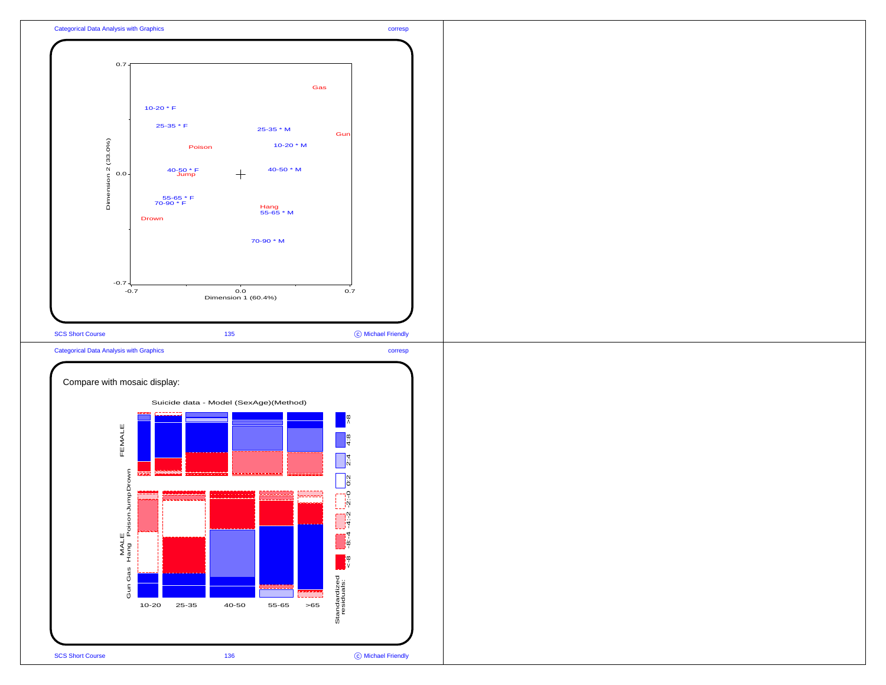0.7

Gas

10-20 * F

25-35 * F

25-35 * M

Gun

10-20 * M

Poison

Dimension 2 (33.0%)

0.0

40-50 * F
Jump

40-50 * M

55-65 * F
70-90 * F

Hang
55-65 * M

Drown

70-90 * M

-0.7

-0.7

0.0

0.7

Dimension 1 (60.4%)

Compare with mosaic display:

Suicide data - Model (SexAge)(Method)

FEMALE

MALE

Gun Gas Hang Poison Jump Drown

10-20 25-35 40-50 55-65 >65

>8 4:8 2:4 0:2 -2:-0 -4:-2 -8:-4 <-8

Standardized residuals: